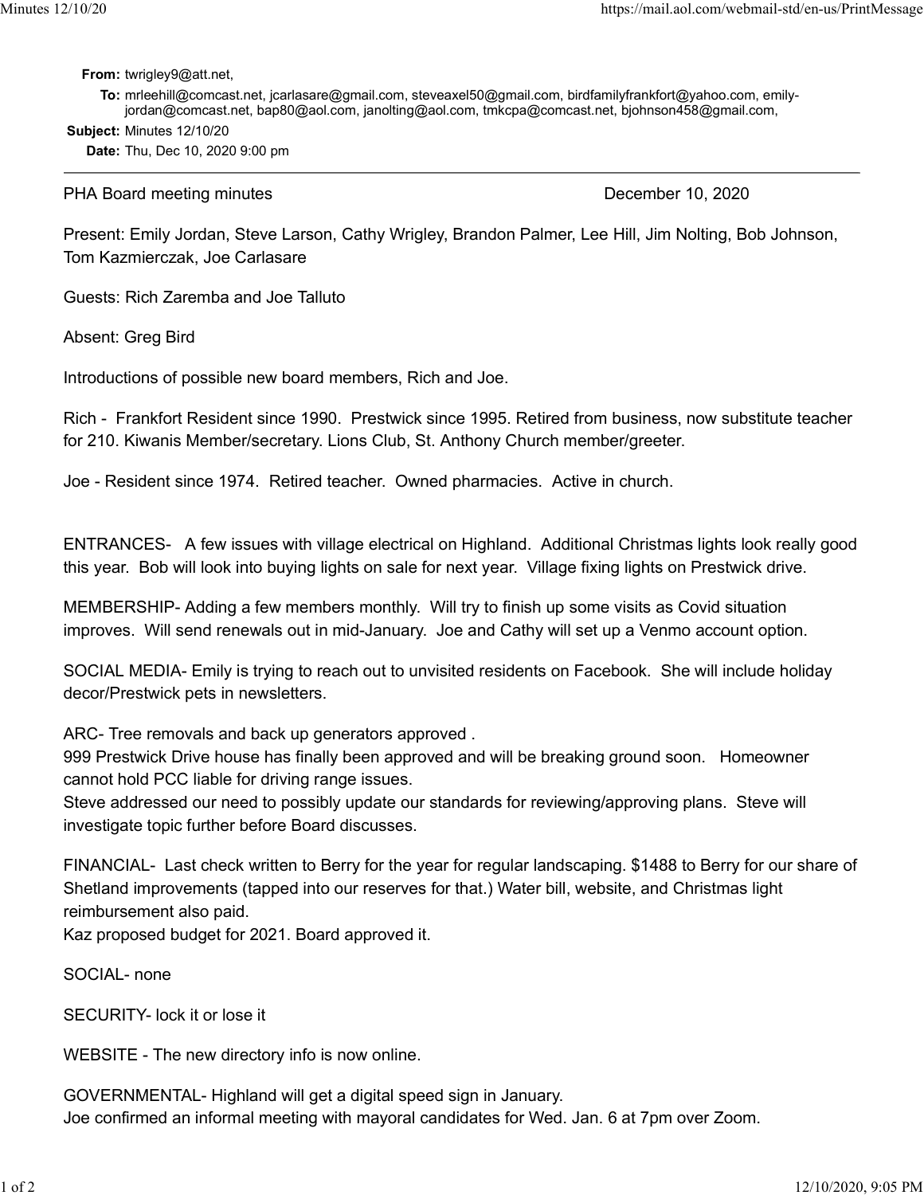**From:** twrigley9@att.net,

**To:** mrleehill@comcast.net, jcarlasare@gmail.com, steveaxel50@gmail.com, birdfamilyfrankfort@yahoo.com, emily-jordan@comcast.net, bap80@aol.com, janolting@aol.com, tmkcpa@comcast.net, bjohnson458@gmail.com,

**Subject:** Minutes 12/10/20

**Date:** Thu, Dec 10, 2020 9:00 pm

---

PHA Board meeting minutes December 10, 2020

Present: Emily Jordan, Steve Larson, Cathy Wrigley, Brandon Palmer, Lee Hill, Jim Nolting, Bob Johnson, Tom Kazmierczak, Joe Carlasare

Guests: Rich Zaremba and Joe Talluto

Absent: Greg Bird

Introductions of possible new board members, Rich and Joe.

Rich - Frankfort Resident since 1990. Prestwick since 1995. Retired from business, now substitute teacher for 210. Kiwanis Member/secretary. Lions Club, St. Anthony Church member/greeter.

Joe - Resident since 1974. Retired teacher. Owned pharmacies. Active in church.

ENTRANCES- A few issues with village electrical on Highland. Additional Christmas lights look really good this year. Bob will look into buying lights on sale for next year. Village fixing lights on Prestwick drive.

MEMBERSHIP- Adding a few members monthly. Will try to finish up some visits as Covid situation improves. Will send renewals out in mid-January. Joe and Cathy will set up a Venmo account option.

SOCIAL MEDIA- Emily is trying to reach out to unvisited residents on Facebook. She will include holiday decor/Prestwick pets in newsletters.

ARC- Tree removals and back up generators approved .
999 Prestwick Drive house has finally been approved and will be breaking ground soon. Homeowner cannot hold PCC liable for driving range issues.
Steve addressed our need to possibly update our standards for reviewing/approving plans. Steve will investigate topic further before Board discusses.

FINANCIAL- Last check written to Berry for the year for regular landscaping. $1488 to Berry for our share of Shetland improvements (tapped into our reserves for that.) Water bill, website, and Christmas light reimbursement also paid.
Kaz proposed budget for 2021. Board approved it.

SOCIAL- none

SECURITY- lock it or lose it

WEBSITE - The new directory info is now online.

GOVERNMENTAL- Highland will get a digital speed sign in January.
Joe confirmed an informal meeting with mayoral candidates for Wed. Jan. 6 at 7pm over Zoom.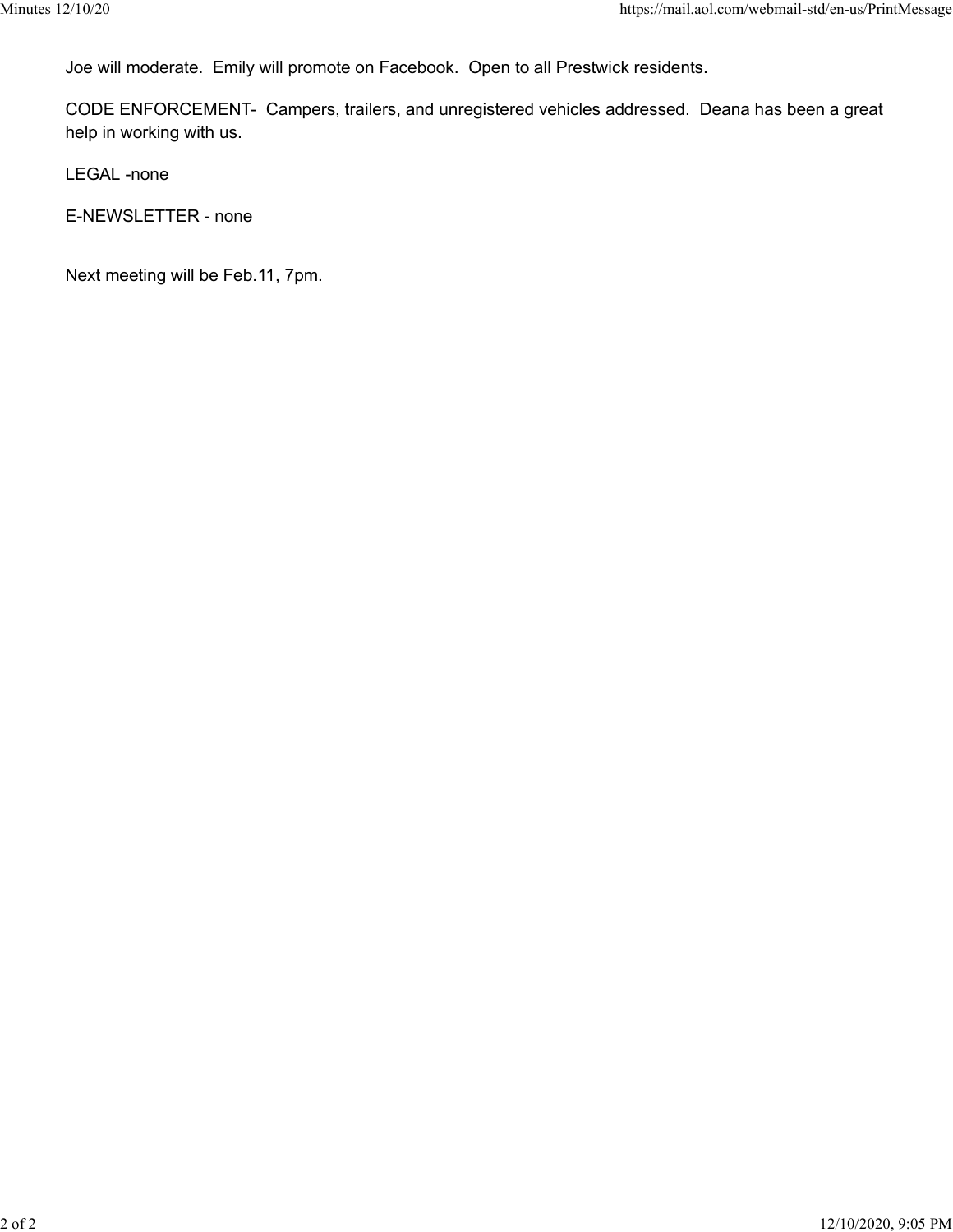Joe will moderate.  Emily will promote on Facebook.  Open to all Prestwick residents.

CODE ENFORCEMENT-  Campers, trailers, and unregistered vehicles addressed.  Deana has been a great help in working with us.

LEGAL -none

E-NEWSLETTER - none

Next meeting will be Feb.11, 7pm.